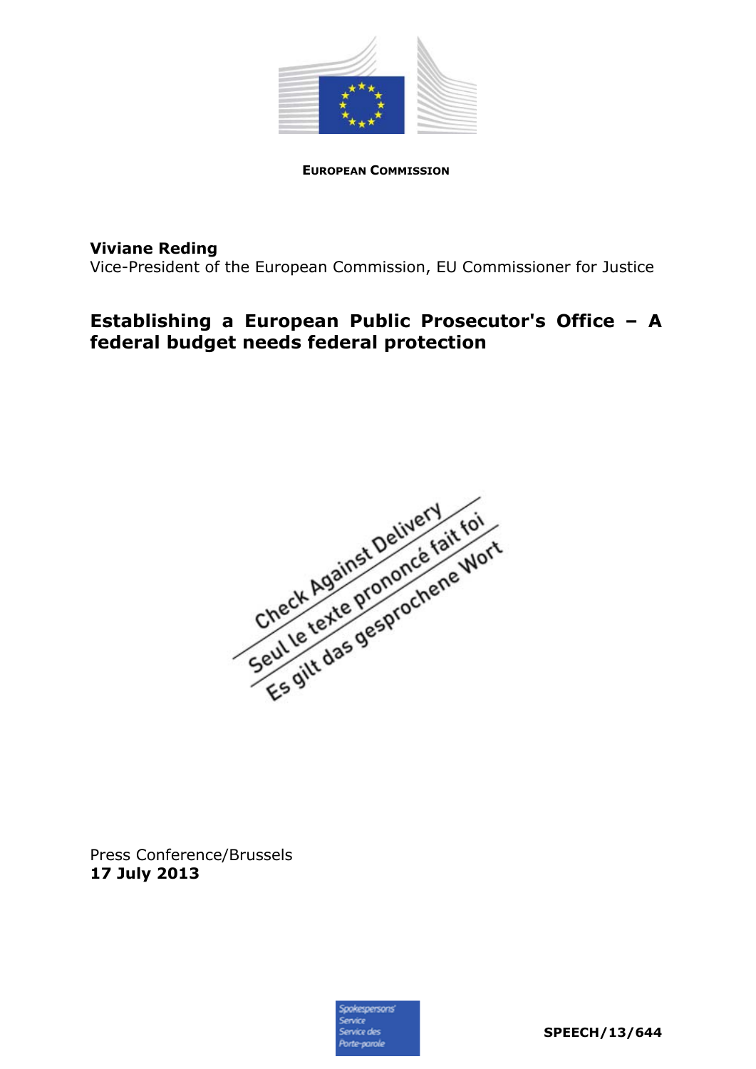**EUROPEAN COMMISSION**

**Viviane Reding**

Vice-President of the European Commission, EU Commissioner for Justice

# Establishing a European Public Prosecutor's Office – A federal budget needs federal protection

Check Against Delivery

Seul le texte prononcé fait foi

Es gilt das gesprochene Wort

Press Conference/Brussels

**17 July 2013**

Spokespersons' Service
Service des Porte-parole

**SPEECH/13/644**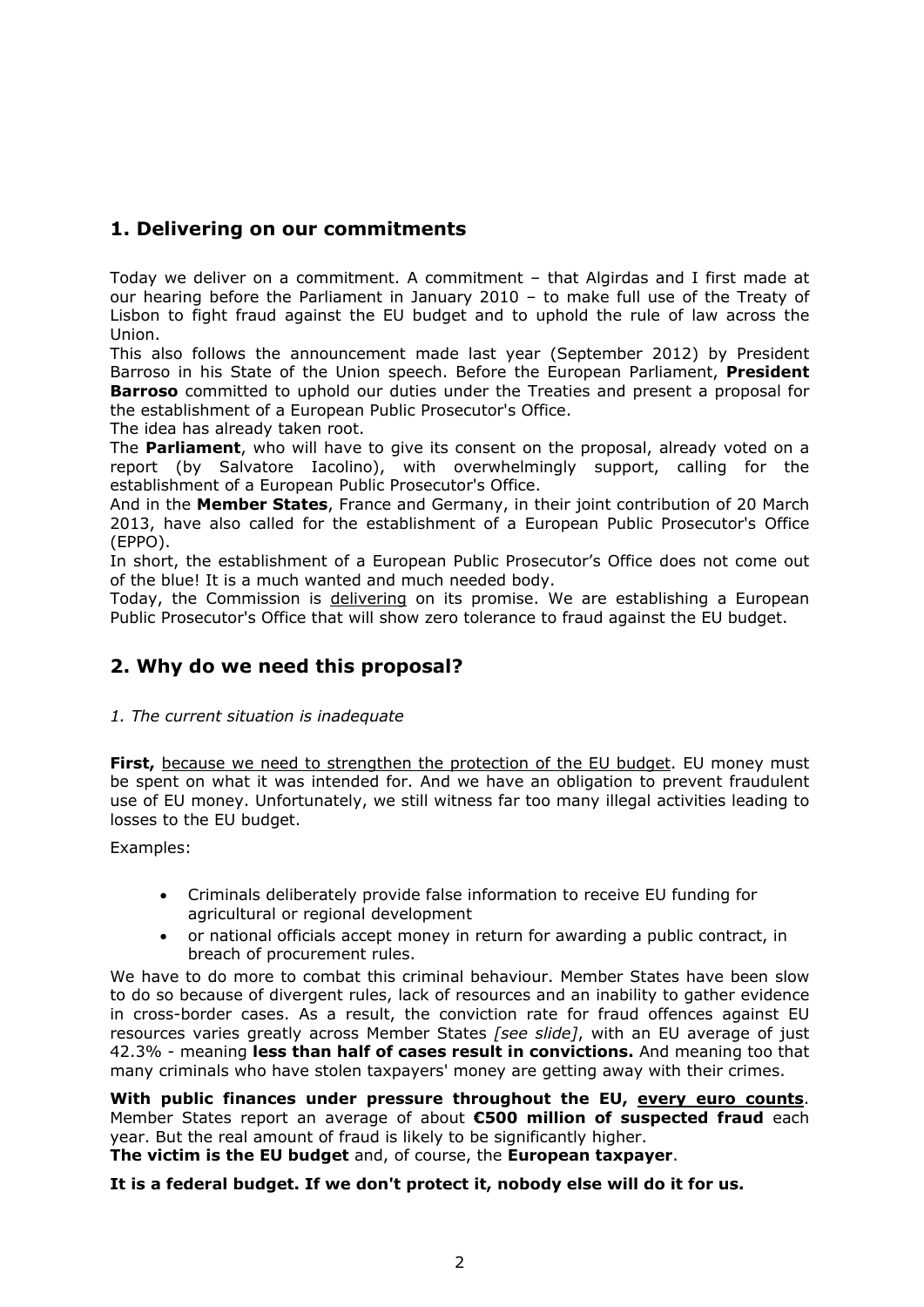## 1. Delivering on our commitments

Today we deliver on a commitment. A commitment – that Algirdas and I first made at our hearing before the Parliament in January 2010 – to make full use of the Treaty of Lisbon to fight fraud against the EU budget and to uphold the rule of law across the Union.

This also follows the announcement made last year (September 2012) by President Barroso in his State of the Union speech. Before the European Parliament, **President Barroso** committed to uphold our duties under the Treaties and present a proposal for the establishment of a European Public Prosecutor's Office.

The idea has already taken root.

The **Parliament**, who will have to give its consent on the proposal, already voted on a report (by Salvatore Iacolino), with overwhelmingly support, calling for the establishment of a European Public Prosecutor's Office.

And in the **Member States**, France and Germany, in their joint contribution of 20 March 2013, have also called for the establishment of a European Public Prosecutor's Office (EPPO).

In short, the establishment of a European Public Prosecutor's Office does not come out of the blue! It is a much wanted and much needed body.

Today, the Commission is <u>delivering</u> on its promise. We are establishing a European Public Prosecutor's Office that will show zero tolerance to fraud against the EU budget.

## 2. Why do we need this proposal?

*1. The current situation is inadequate*

**First,** <u>because we need to strengthen the protection of the EU budget</u>. EU money must be spent on what it was intended for. And we have an obligation to prevent fraudulent use of EU money. Unfortunately, we still witness far too many illegal activities leading to losses to the EU budget.

Examples:

- Criminals deliberately provide false information to receive EU funding for agricultural or regional development
- or national officials accept money in return for awarding a public contract, in breach of procurement rules.

We have to do more to combat this criminal behaviour. Member States have been slow to do so because of divergent rules, lack of resources and an inability to gather evidence in cross-border cases. As a result, the conviction rate for fraud offences against EU resources varies greatly across Member States *[see slide]*, with an EU average of just 42.3% - meaning **less than half of cases result in convictions.** And meaning too that many criminals who have stolen taxpayers' money are getting away with their crimes.

**With public finances under pressure throughout the EU, <u>every euro counts</u>**. Member States report an average of about **€500 million of suspected fraud** each year. But the real amount of fraud is likely to be significantly higher.

**The victim is the EU budget** and, of course, the **European taxpayer**.

**It is a federal budget. If we don't protect it, nobody else will do it for us.**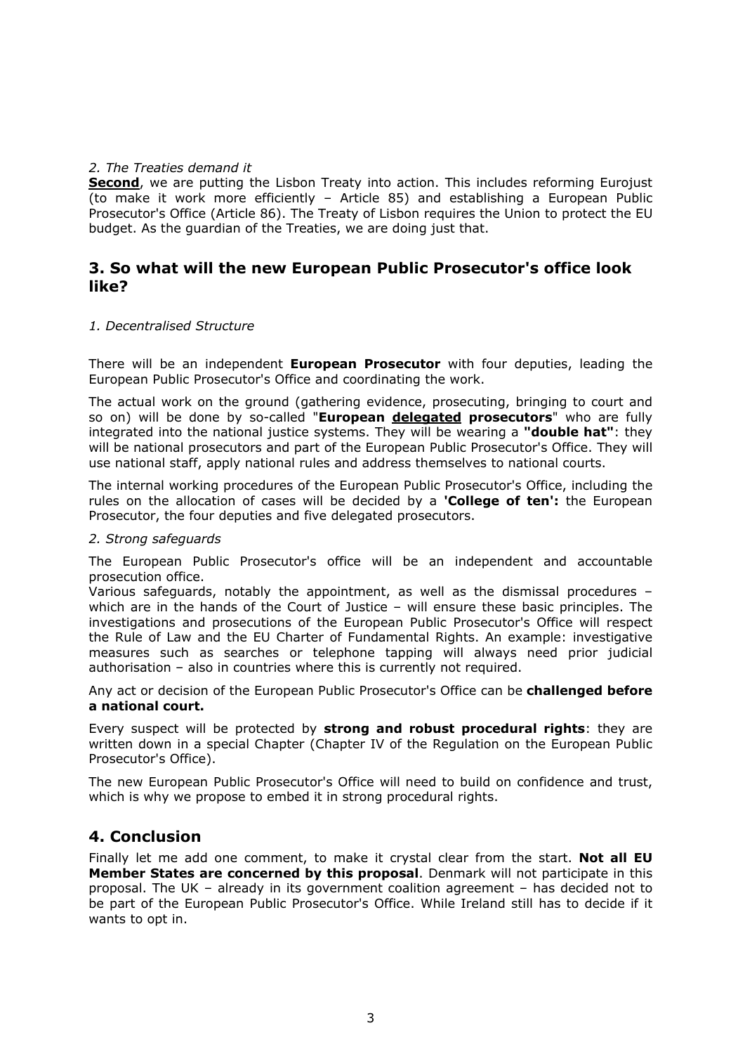*2. The Treaties demand it*

**Second**, we are putting the Lisbon Treaty into action. This includes reforming Eurojust (to make it work more efficiently – Article 85) and establishing a European Public Prosecutor's Office (Article 86). The Treaty of Lisbon requires the Union to protect the EU budget. As the guardian of the Treaties, we are doing just that.

## 3. So what will the new European Public Prosecutor's office look like?

*1. Decentralised Structure*

There will be an independent **European Prosecutor** with four deputies, leading the European Public Prosecutor's Office and coordinating the work.

The actual work on the ground (gathering evidence, prosecuting, bringing to court and so on) will be done by so-called "**European delegated prosecutors**" who are fully integrated into the national justice systems. They will be wearing a **"double hat"**: they will be national prosecutors and part of the European Public Prosecutor's Office. They will use national staff, apply national rules and address themselves to national courts.

The internal working procedures of the European Public Prosecutor's Office, including the rules on the allocation of cases will be decided by a **'College of ten':** the European Prosecutor, the four deputies and five delegated prosecutors.

*2. Strong safeguards*

The European Public Prosecutor's office will be an independent and accountable prosecution office.

Various safeguards, notably the appointment, as well as the dismissal procedures – which are in the hands of the Court of Justice – will ensure these basic principles. The investigations and prosecutions of the European Public Prosecutor's Office will respect the Rule of Law and the EU Charter of Fundamental Rights. An example: investigative measures such as searches or telephone tapping will always need prior judicial authorisation – also in countries where this is currently not required.

Any act or decision of the European Public Prosecutor's Office can be **challenged before a national court.**

Every suspect will be protected by **strong and robust procedural rights**: they are written down in a special Chapter (Chapter IV of the Regulation on the European Public Prosecutor's Office).

The new European Public Prosecutor's Office will need to build on confidence and trust, which is why we propose to embed it in strong procedural rights.

## 4. Conclusion

Finally let me add one comment, to make it crystal clear from the start. **Not all EU Member States are concerned by this proposal**. Denmark will not participate in this proposal. The UK – already in its government coalition agreement – has decided not to be part of the European Public Prosecutor's Office. While Ireland still has to decide if it wants to opt in.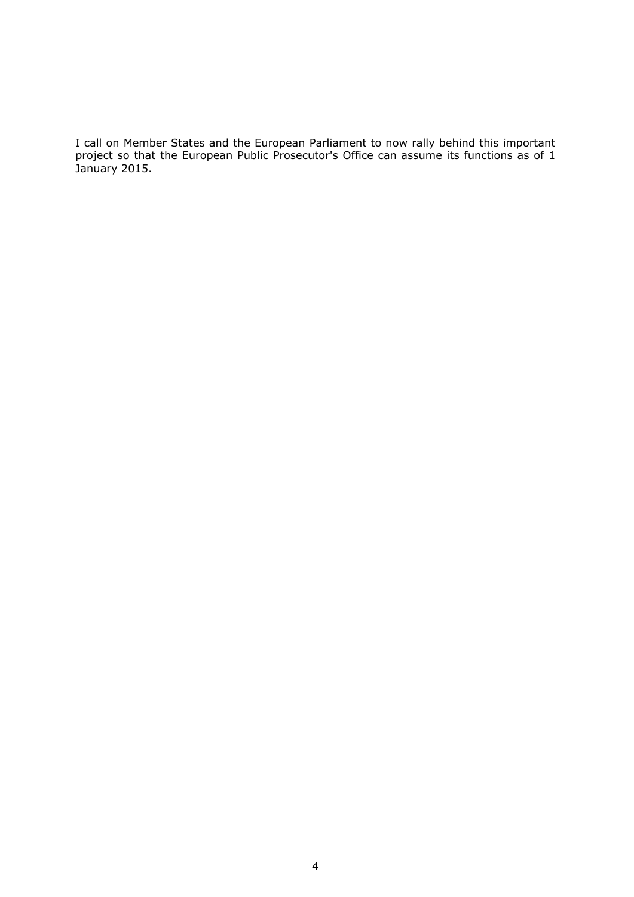I call on Member States and the European Parliament to now rally behind this important project so that the European Public Prosecutor's Office can assume its functions as of 1 January 2015.